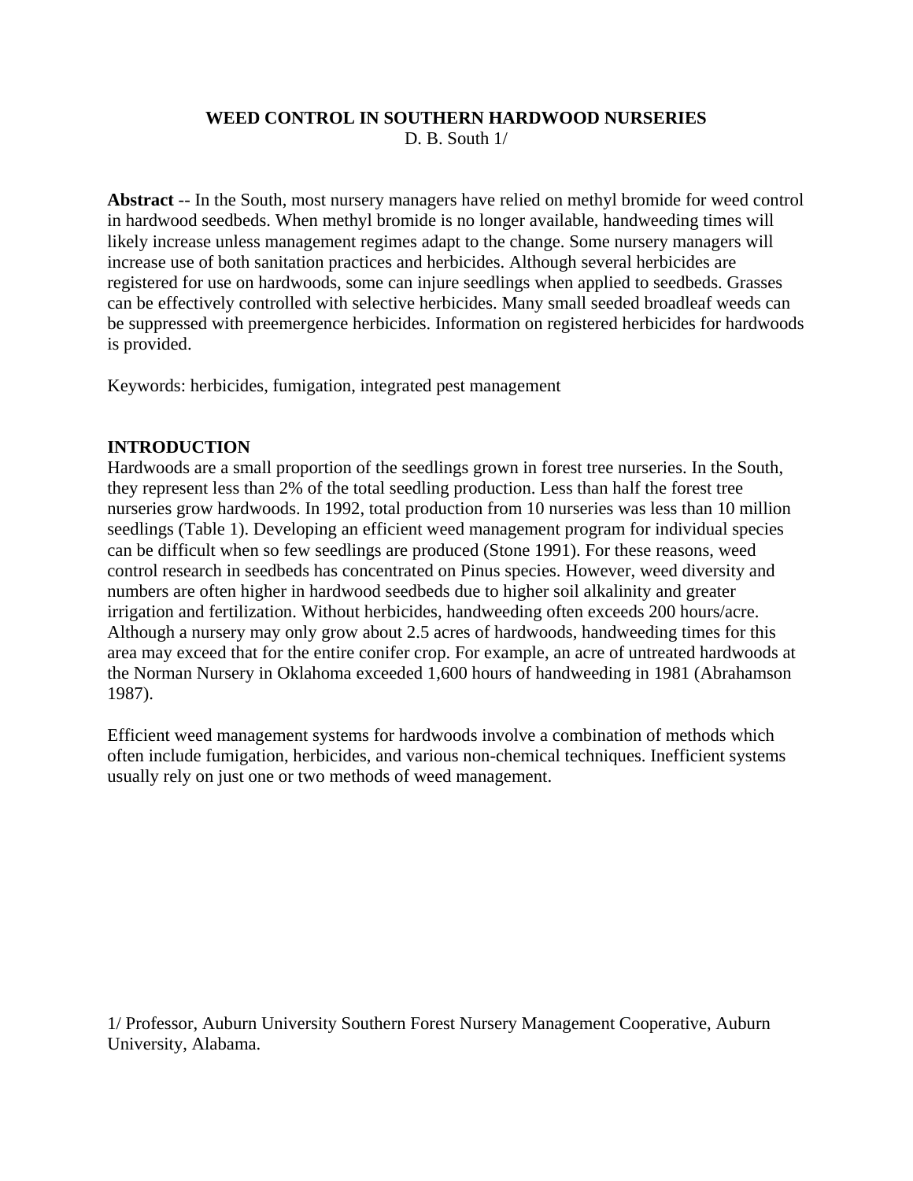# WEED CONTROL IN SOUTHERN HARDWOOD NURSERIES

D. B. South 1/

**Abstract** -- In the South, most nursery managers have relied on methyl bromide for weed control in hardwood seedbeds. When methyl bromide is no longer available, handweeding times will likely increase unless management regimes adapt to the change. Some nursery managers will increase use of both sanitation practices and herbicides. Although several herbicides are registered for use on hardwoods, some can injure seedlings when applied to seedbeds. Grasses can be effectively controlled with selective herbicides. Many small seeded broadleaf weeds can be suppressed with preemergence herbicides. Information on registered herbicides for hardwoods is provided.

Keywords: herbicides, fumigation, integrated pest management

## INTRODUCTION

Hardwoods are a small proportion of the seedlings grown in forest tree nurseries. In the South, they represent less than 2% of the total seedling production. Less than half the forest tree nurseries grow hardwoods. In 1992, total production from 10 nurseries was less than 10 million seedlings (Table 1). Developing an efficient weed management program for individual species can be difficult when so few seedlings are produced (Stone 1991). For these reasons, weed control research in seedbeds has concentrated on Pinus species. However, weed diversity and numbers are often higher in hardwood seedbeds due to higher soil alkalinity and greater irrigation and fertilization. Without herbicides, handweeding often exceeds 200 hours/acre. Although a nursery may only grow about 2.5 acres of hardwoods, handweeding times for this area may exceed that for the entire conifer crop. For example, an acre of untreated hardwoods at the Norman Nursery in Oklahoma exceeded 1,600 hours of handweeding in 1981 (Abrahamson 1987).

Efficient weed management systems for hardwoods involve a combination of methods which often include fumigation, herbicides, and various non-chemical techniques. Inefficient systems usually rely on just one or two methods of weed management.

1/ Professor, Auburn University Southern Forest Nursery Management Cooperative, Auburn University, Alabama.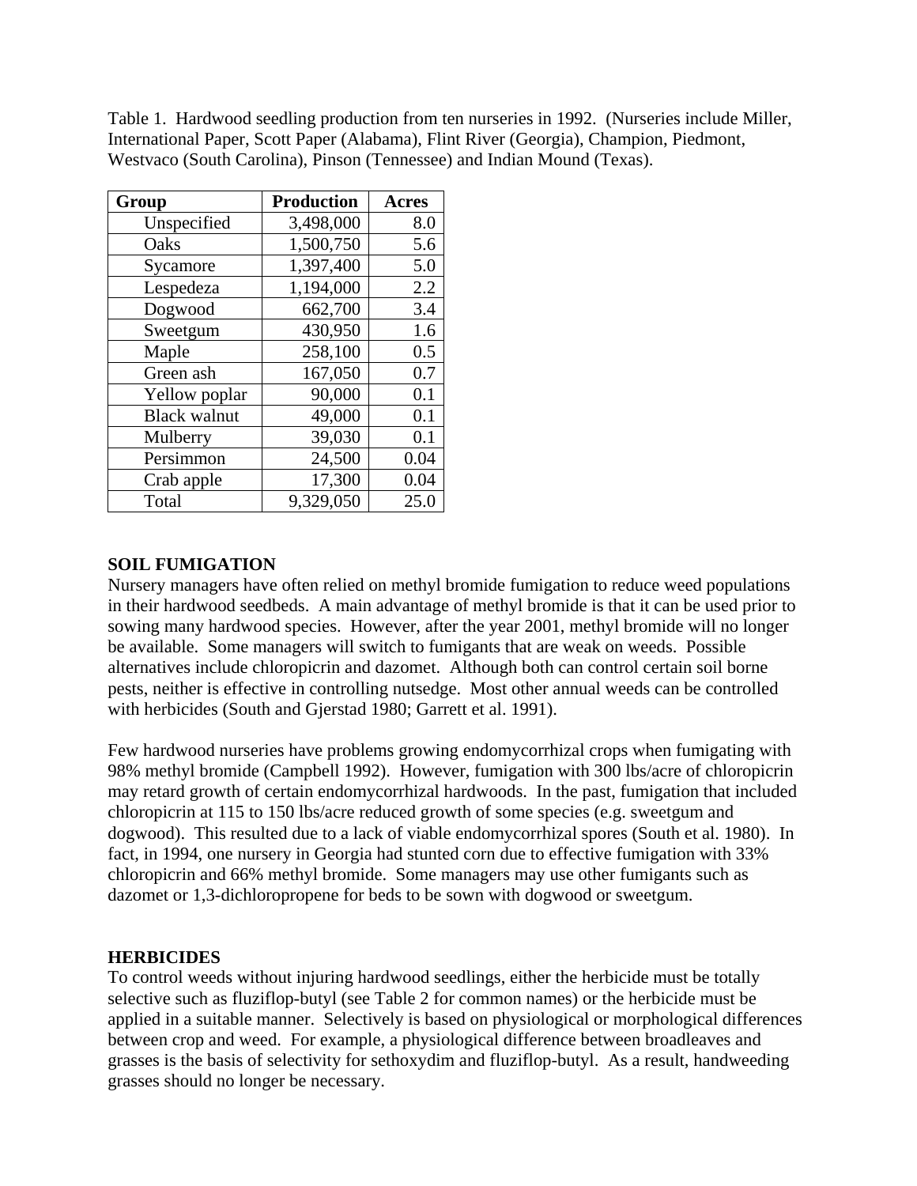Table 1. Hardwood seedling production from ten nurseries in 1992. (Nurseries include Miller, International Paper, Scott Paper (Alabama), Flint River (Georgia), Champion, Piedmont, Westvaco (South Carolina), Pinson (Tennessee) and Indian Mound (Texas).

| Group | Production | Acres |
|---|---|---|
| Unspecified | 3,498,000 | 8.0 |
| Oaks | 1,500,750 | 5.6 |
| Sycamore | 1,397,400 | 5.0 |
| Lespedeza | 1,194,000 | 2.2 |
| Dogwood | 662,700 | 3.4 |
| Sweetgum | 430,950 | 1.6 |
| Maple | 258,100 | 0.5 |
| Green ash | 167,050 | 0.7 |
| Yellow poplar | 90,000 | 0.1 |
| Black walnut | 49,000 | 0.1 |
| Mulberry | 39,030 | 0.1 |
| Persimmon | 24,500 | 0.04 |
| Crab apple | 17,300 | 0.04 |
| Total | 9,329,050 | 25.0 |

## SOIL FUMIGATION

Nursery managers have often relied on methyl bromide fumigation to reduce weed populations in their hardwood seedbeds. A main advantage of methyl bromide is that it can be used prior to sowing many hardwood species. However, after the year 2001, methyl bromide will no longer be available. Some managers will switch to fumigants that are weak on weeds. Possible alternatives include chloropicrin and dazomet. Although both can control certain soil borne pests, neither is effective in controlling nutsedge. Most other annual weeds can be controlled with herbicides (South and Gjerstad 1980; Garrett et al. 1991).

Few hardwood nurseries have problems growing endomycorrhizal crops when fumigating with 98% methyl bromide (Campbell 1992). However, fumigation with 300 lbs/acre of chloropicrin may retard growth of certain endomycorrhizal hardwoods. In the past, fumigation that included chloropicrin at 115 to 150 lbs/acre reduced growth of some species (e.g. sweetgum and dogwood). This resulted due to a lack of viable endomycorrhizal spores (South et al. 1980). In fact, in 1994, one nursery in Georgia had stunted corn due to effective fumigation with 33% chloropicrin and 66% methyl bromide. Some managers may use other fumigants such as dazomet or 1,3-dichloropropene for beds to be sown with dogwood or sweetgum.

## HERBICIDES

To control weeds without injuring hardwood seedlings, either the herbicide must be totally selective such as fluziflop-butyl (see Table 2 for common names) or the herbicide must be applied in a suitable manner. Selectively is based on physiological or morphological differences between crop and weed. For example, a physiological difference between broadleaves and grasses is the basis of selectivity for sethoxydim and fluziflop-butyl. As a result, handweeding grasses should no longer be necessary.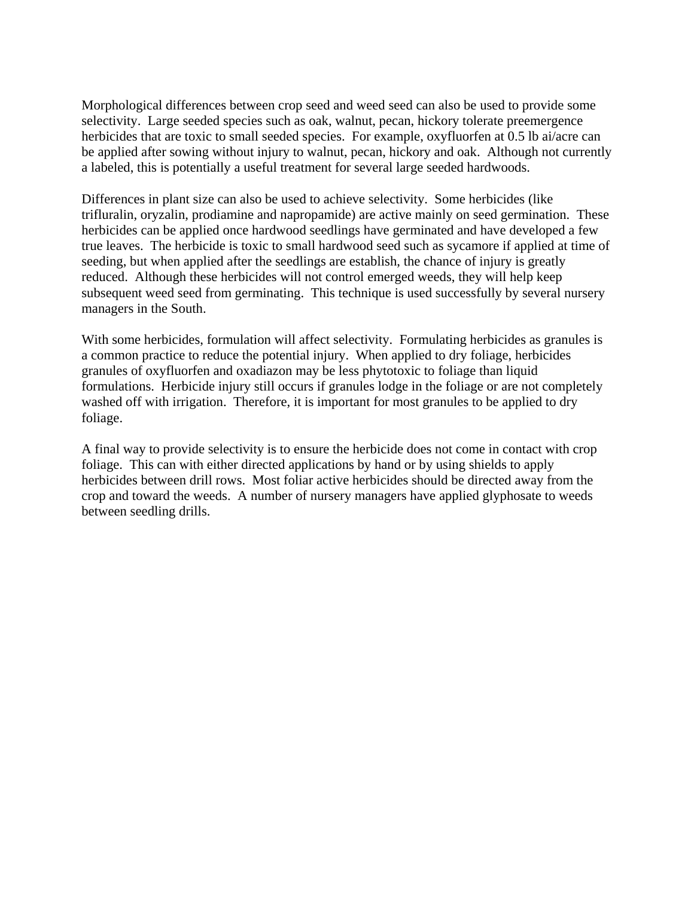Morphological differences between crop seed and weed seed can also be used to provide some selectivity. Large seeded species such as oak, walnut, pecan, hickory tolerate preemergence herbicides that are toxic to small seeded species. For example, oxyfluorfen at 0.5 lb ai/acre can be applied after sowing without injury to walnut, pecan, hickory and oak. Although not currently a labeled, this is potentially a useful treatment for several large seeded hardwoods.

Differences in plant size can also be used to achieve selectivity. Some herbicides (like trifluralin, oryzalin, prodiamine and napropamide) are active mainly on seed germination. These herbicides can be applied once hardwood seedlings have germinated and have developed a few true leaves. The herbicide is toxic to small hardwood seed such as sycamore if applied at time of seeding, but when applied after the seedlings are establish, the chance of injury is greatly reduced. Although these herbicides will not control emerged weeds, they will help keep subsequent weed seed from germinating. This technique is used successfully by several nursery managers in the South.

With some herbicides, formulation will affect selectivity. Formulating herbicides as granules is a common practice to reduce the potential injury. When applied to dry foliage, herbicides granules of oxyfluorfen and oxadiazon may be less phytotoxic to foliage than liquid formulations. Herbicide injury still occurs if granules lodge in the foliage or are not completely washed off with irrigation. Therefore, it is important for most granules to be applied to dry foliage.

A final way to provide selectivity is to ensure the herbicide does not come in contact with crop foliage. This can with either directed applications by hand or by using shields to apply herbicides between drill rows. Most foliar active herbicides should be directed away from the crop and toward the weeds. A number of nursery managers have applied glyphosate to weeds between seedling drills.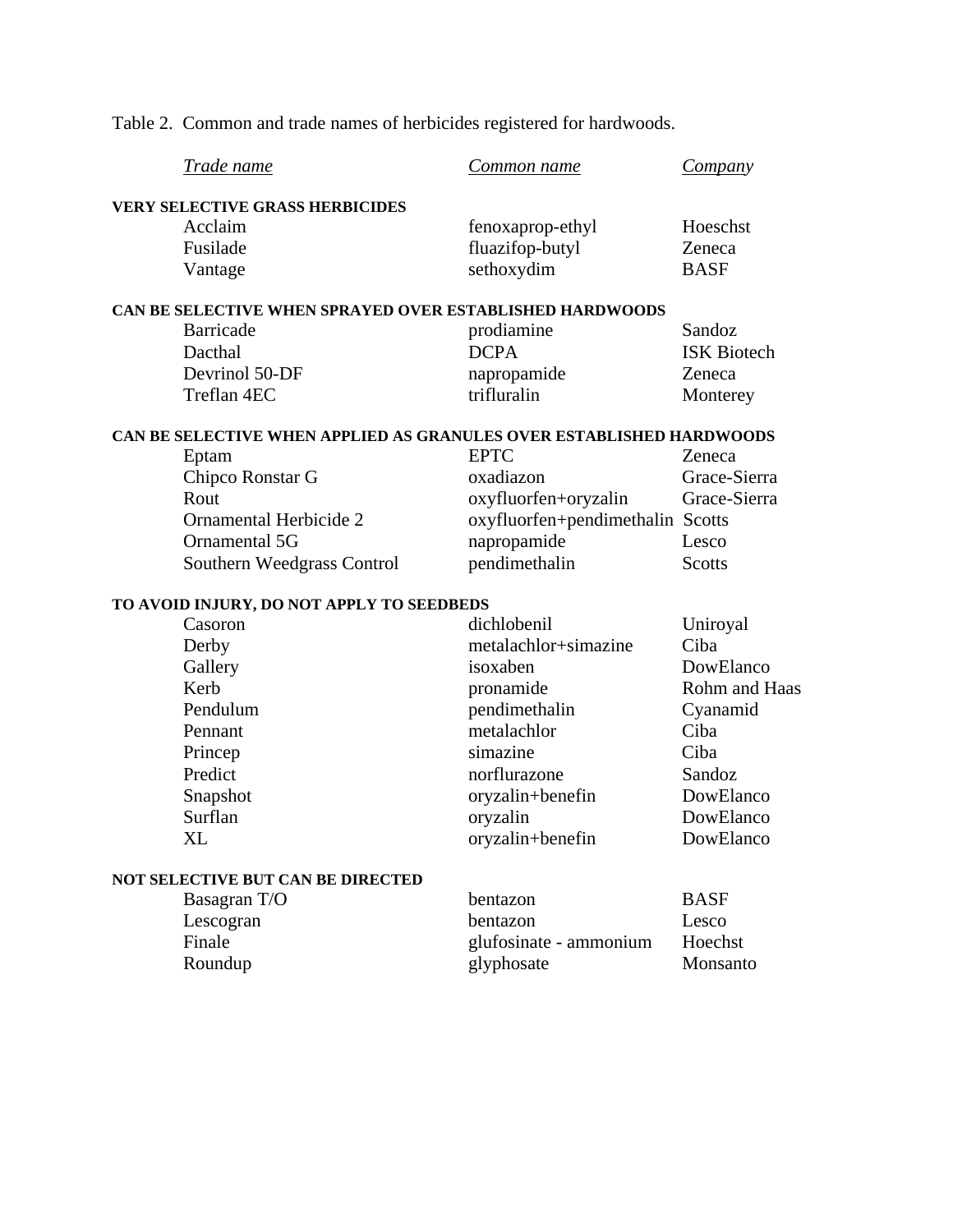Table 2. Common and trade names of herbicides registered for hardwoods.

| *Trade name* | *Common name* | *Company* |
| --- | --- | --- |
| **VERY SELECTIVE GRASS HERBICIDES** | | |
| Acclaim | fenoxaprop-ethyl | Hoeschst |
| Fusilade | fluazifop-butyl | Zeneca |
| Vantage | sethoxydim | BASF |
| **CAN BE SELECTIVE WHEN SPRAYED OVER ESTABLISHED HARDWOODS** | | |
| Barricade | prodiamine | Sandoz |
| Dacthal | DCPA | ISK Biotech |
| Devrinol 50-DF | napropamide | Zeneca |
| Treflan 4EC | trifluralin | Monterey |
| **CAN BE SELECTIVE WHEN APPLIED AS GRANULES OVER ESTABLISHED HARDWOODS** | | |
| Eptam | EPTC | Zeneca |
| Chipco Ronstar G | oxadiazon | Grace-Sierra |
| Rout | oxyfluorfen+oryzalin | Grace-Sierra |
| Ornamental Herbicide 2 | oxyfluorfen+pendimethalin | Scotts |
| Ornamental 5G | napropamide | Lesco |
| Southern Weedgrass Control | pendimethalin | Scotts |
| **TO AVOID INJURY, DO NOT APPLY TO SEEDBEDS** | | |
| Casoron | dichlobenil | Uniroyal |
| Derby | metalachlor+simazine | Ciba |
| Gallery | isoxaben | DowElanco |
| Kerb | pronamide | Rohm and Haas |
| Pendulum | pendimethalin | Cyanamid |
| Pennant | metalachlor | Ciba |
| Princep | simazine | Ciba |
| Predict | norflurazone | Sandoz |
| Snapshot | oryzalin+benefin | DowElanco |
| Surflan | oryzalin | DowElanco |
| XL | oryzalin+benefin | DowElanco |
| **NOT SELECTIVE BUT CAN BE DIRECTED** | | |
| Basagran T/O | bentazon | BASF |
| Lescogran | bentazon | Lesco |
| Finale | glufosinate - ammonium | Hoechst |
| Roundup | glyphosate | Monsanto |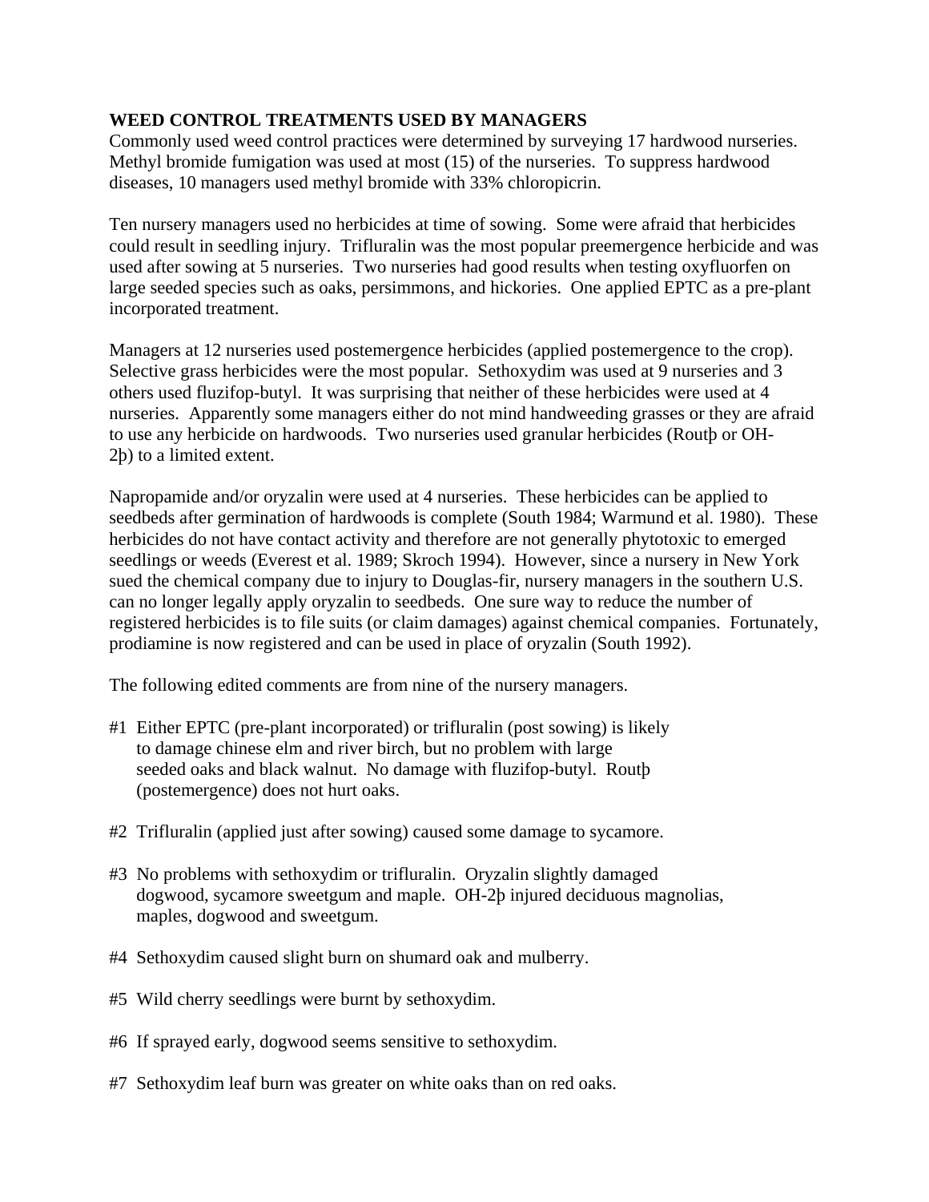**WEED CONTROL TREATMENTS USED BY MANAGERS**

Commonly used weed control practices were determined by surveying 17 hardwood nurseries. Methyl bromide fumigation was used at most (15) of the nurseries. To suppress hardwood diseases, 10 managers used methyl bromide with 33% chloropicrin.

Ten nursery managers used no herbicides at time of sowing. Some were afraid that herbicides could result in seedling injury. Trifluralin was the most popular preemergence herbicide and was used after sowing at 5 nurseries. Two nurseries had good results when testing oxyfluorfen on large seeded species such as oaks, persimmons, and hickories. One applied EPTC as a pre-plant incorporated treatment.

Managers at 12 nurseries used postemergence herbicides (applied postemergence to the crop). Selective grass herbicides were the most popular. Sethoxydim was used at 9 nurseries and 3 others used fluzifop-butyl. It was surprising that neither of these herbicides were used at 4 nurseries. Apparently some managers either do not mind handweeding grasses or they are afraid to use any herbicide on hardwoods. Two nurseries used granular herbicides (Routþ or OH-2þ) to a limited extent.

Napropamide and/or oryzalin were used at 4 nurseries. These herbicides can be applied to seedbeds after germination of hardwoods is complete (South 1984; Warmund et al. 1980). These herbicides do not have contact activity and therefore are not generally phytotoxic to emerged seedlings or weeds (Everest et al. 1989; Skroch 1994). However, since a nursery in New York sued the chemical company due to injury to Douglas-fir, nursery managers in the southern U.S. can no longer legally apply oryzalin to seedbeds. One sure way to reduce the number of registered herbicides is to file suits (or claim damages) against chemical companies. Fortunately, prodiamine is now registered and can be used in place of oryzalin (South 1992).

The following edited comments are from nine of the nursery managers.

#1 Either EPTC (pre-plant incorporated) or trifluralin (post sowing) is likely to damage chinese elm and river birch, but no problem with large seeded oaks and black walnut. No damage with fluzifop-butyl. Routþ (postemergence) does not hurt oaks.

#2 Trifluralin (applied just after sowing) caused some damage to sycamore.

#3 No problems with sethoxydim or trifluralin. Oryzalin slightly damaged dogwood, sycamore sweetgum and maple. OH-2þ injured deciduous magnolias, maples, dogwood and sweetgum.

#4 Sethoxydim caused slight burn on shumard oak and mulberry.

#5 Wild cherry seedlings were burnt by sethoxydim.

#6 If sprayed early, dogwood seems sensitive to sethoxydim.

#7 Sethoxydim leaf burn was greater on white oaks than on red oaks.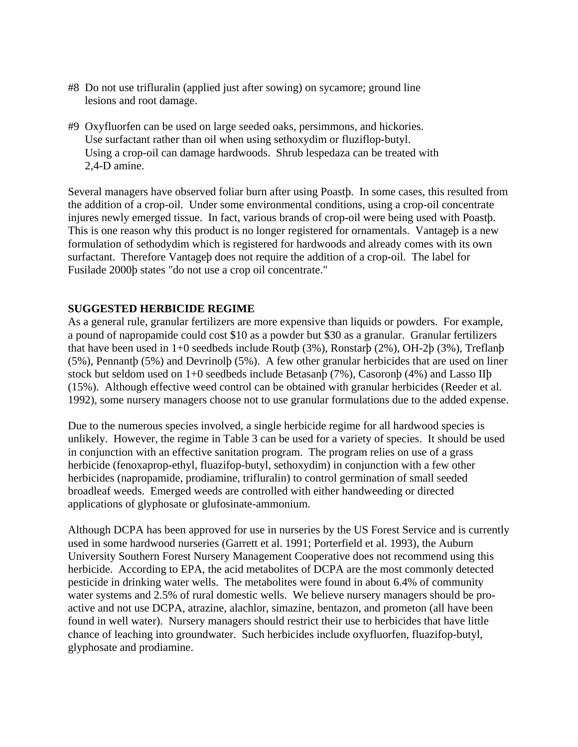#8 Do not use trifluralin (applied just after sowing) on sycamore; ground line lesions and root damage.

#9 Oxyfluorfen can be used on large seeded oaks, persimmons, and hickories. Use surfactant rather than oil when using sethoxydim or fluziflop-butyl. Using a crop-oil can damage hardwoods. Shrub lespedaza can be treated with 2,4-D amine.

Several managers have observed foliar burn after using Poastþ. In some cases, this resulted from the addition of a crop-oil. Under some environmental conditions, using a crop-oil concentrate injures newly emerged tissue. In fact, various brands of crop-oil were being used with Poastþ. This is one reason why this product is no longer registered for ornamentals. Vantageþ is a new formulation of sethodydim which is registered for hardwoods and already comes with its own surfactant. Therefore Vantageþ does not require the addition of a crop-oil. The label for Fusilade 2000þ states "do not use a crop oil concentrate."

**SUGGESTED HERBICIDE REGIME**

As a general rule, granular fertilizers are more expensive than liquids or powders. For example, a pound of napropamide could cost $10 as a powder but $30 as a granular. Granular fertilizers that have been used in 1+0 seedbeds include Routþ (3%), Ronstarþ (2%), OH-2þ (3%), Treflanþ (5%), Pennantþ (5%) and Devrinolþ (5%). A few other granular herbicides that are used on liner stock but seldom used on 1+0 seedbeds include Betasanþ (7%), Casoronþ (4%) and Lasso IIþ (15%). Although effective weed control can be obtained with granular herbicides (Reeder et al. 1992), some nursery managers choose not to use granular formulations due to the added expense.

Due to the numerous species involved, a single herbicide regime for all hardwood species is unlikely. However, the regime in Table 3 can be used for a variety of species. It should be used in conjunction with an effective sanitation program. The program relies on use of a grass herbicide (fenoxaprop-ethyl, fluazifop-butyl, sethoxydim) in conjunction with a few other herbicides (napropamide, prodiamine, trifluralin) to control germination of small seeded broadleaf weeds. Emerged weeds are controlled with either handweeding or directed applications of glyphosate or glufosinate-ammonium.

Although DCPA has been approved for use in nurseries by the US Forest Service and is currently used in some hardwood nurseries (Garrett et al. 1991; Porterfield et al. 1993), the Auburn University Southern Forest Nursery Management Cooperative does not recommend using this herbicide. According to EPA, the acid metabolites of DCPA are the most commonly detected pesticide in drinking water wells. The metabolites were found in about 6.4% of community water systems and 2.5% of rural domestic wells. We believe nursery managers should be pro-active and not use DCPA, atrazine, alachlor, simazine, bentazon, and prometon (all have been found in well water). Nursery managers should restrict their use to herbicides that have little chance of leaching into groundwater. Such herbicides include oxyfluorfen, fluazifop-butyl, glyphosate and prodiamine.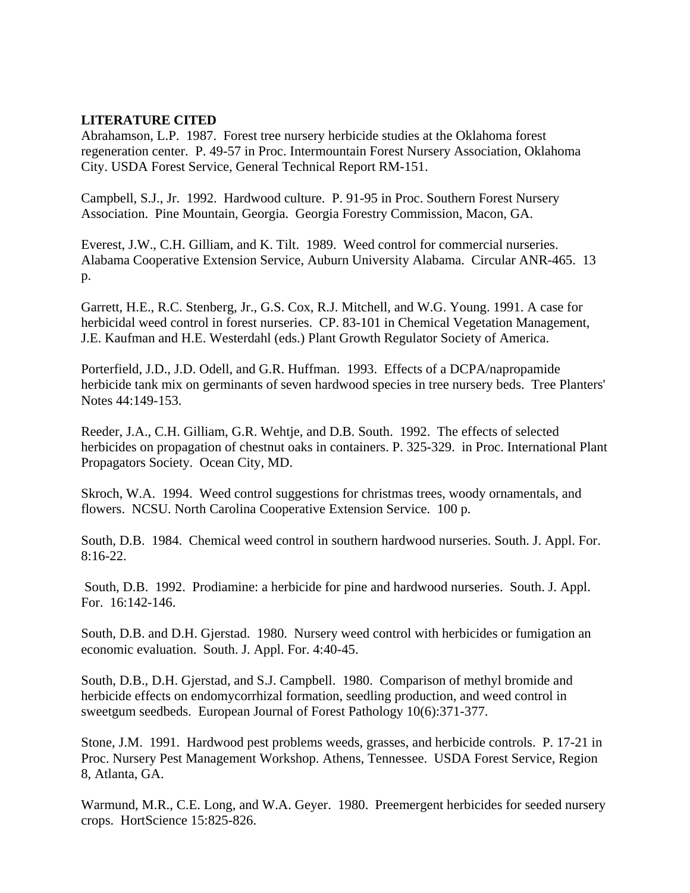**LITERATURE CITED**

Abrahamson, L.P. 1987. Forest tree nursery herbicide studies at the Oklahoma forest regeneration center. P. 49-57 in Proc. Intermountain Forest Nursery Association, Oklahoma City. USDA Forest Service, General Technical Report RM-151.

Campbell, S.J., Jr. 1992. Hardwood culture. P. 91-95 in Proc. Southern Forest Nursery Association. Pine Mountain, Georgia. Georgia Forestry Commission, Macon, GA.

Everest, J.W., C.H. Gilliam, and K. Tilt. 1989. Weed control for commercial nurseries. Alabama Cooperative Extension Service, Auburn University Alabama. Circular ANR-465. 13 p.

Garrett, H.E., R.C. Stenberg, Jr., G.S. Cox, R.J. Mitchell, and W.G. Young. 1991. A case for herbicidal weed control in forest nurseries. CP. 83-101 in Chemical Vegetation Management, J.E. Kaufman and H.E. Westerdahl (eds.) Plant Growth Regulator Society of America.

Porterfield, J.D., J.D. Odell, and G.R. Huffman. 1993. Effects of a DCPA/napropamide herbicide tank mix on germinants of seven hardwood species in tree nursery beds. Tree Planters' Notes 44:149-153.

Reeder, J.A., C.H. Gilliam, G.R. Wehtje, and D.B. South. 1992. The effects of selected herbicides on propagation of chestnut oaks in containers. P. 325-329. in Proc. International Plant Propagators Society. Ocean City, MD.

Skroch, W.A. 1994. Weed control suggestions for christmas trees, woody ornamentals, and flowers. NCSU. North Carolina Cooperative Extension Service. 100 p.

South, D.B. 1984. Chemical weed control in southern hardwood nurseries. South. J. Appl. For. 8:16-22.

South, D.B. 1992. Prodiamine: a herbicide for pine and hardwood nurseries. South. J. Appl. For. 16:142-146.

South, D.B. and D.H. Gjerstad. 1980. Nursery weed control with herbicides or fumigation an economic evaluation. South. J. Appl. For. 4:40-45.

South, D.B., D.H. Gjerstad, and S.J. Campbell. 1980. Comparison of methyl bromide and herbicide effects on endomycorrhizal formation, seedling production, and weed control in sweetgum seedbeds. European Journal of Forest Pathology 10(6):371-377.

Stone, J.M. 1991. Hardwood pest problems weeds, grasses, and herbicide controls. P. 17-21 in Proc. Nursery Pest Management Workshop. Athens, Tennessee. USDA Forest Service, Region 8, Atlanta, GA.

Warmund, M.R., C.E. Long, and W.A. Geyer. 1980. Preemergent herbicides for seeded nursery crops. HortScience 15:825-826.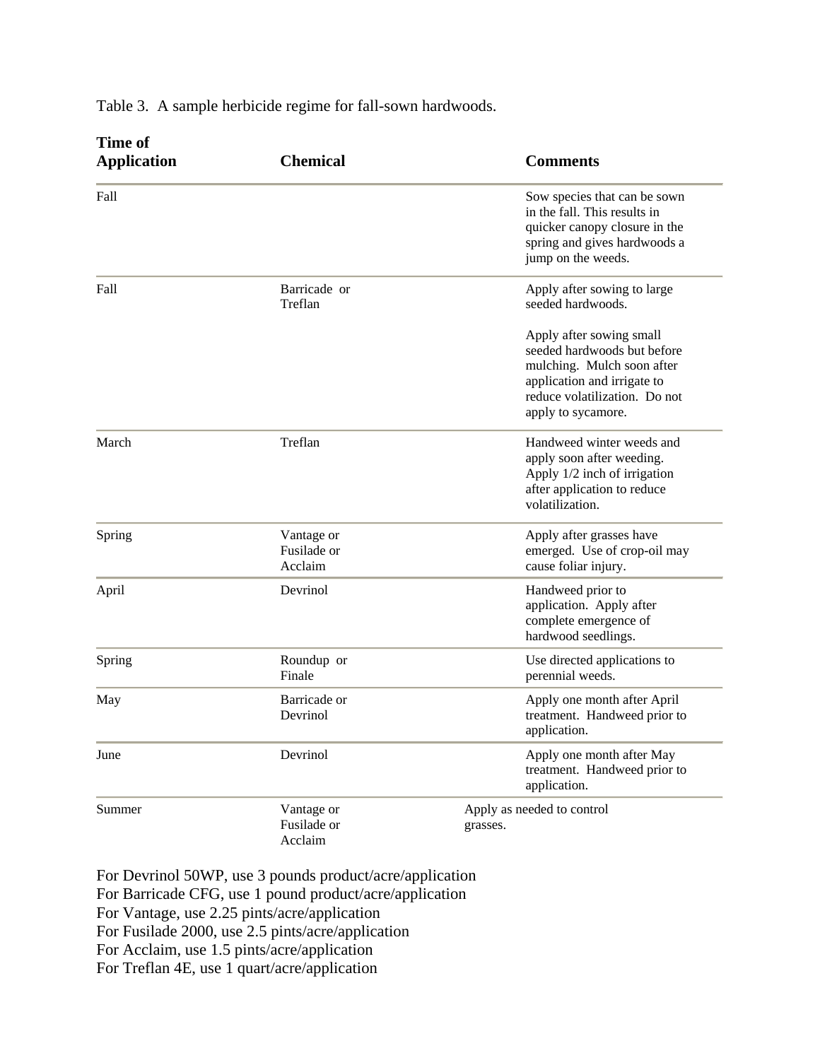Table 3. A sample herbicide regime for fall-sown hardwoods.

| Time of Application | Chemical | Comments |
|---|---|---|
| Fall | | Sow species that can be sown in the fall. This results in quicker canopy closure in the spring and gives hardwoods a jump on the weeds. |
| Fall | Barricade or Treflan | Apply after sowing to large seeded hardwoods.<br><br>Apply after sowing small seeded hardwoods but before mulching. Mulch soon after application and irrigate to reduce volatilization. Do not apply to sycamore. |
| March | Treflan | Handweed winter weeds and apply soon after weeding. Apply 1/2 inch of irrigation after application to reduce volatilization. |
| Spring | Vantage or Fusilade or Acclaim | Apply after grasses have emerged. Use of crop-oil may cause foliar injury. |
| April | Devrinol | Handweed prior to application. Apply after complete emergence of hardwood seedlings. |
| Spring | Roundup or Finale | Use directed applications to perennial weeds. |
| May | Barricade or Devrinol | Apply one month after April treatment. Handweed prior to application. |
| June | Devrinol | Apply one month after May treatment. Handweed prior to application. |
| Summer | Vantage or Fusilade or Acclaim | Apply as needed to control grasses. |

For Devrinol 50WP, use 3 pounds product/acre/application
For Barricade CFG, use 1 pound product/acre/application
For Vantage, use 2.25 pints/acre/application
For Fusilade 2000, use 2.5 pints/acre/application
For Acclaim, use 1.5 pints/acre/application
For Treflan 4E, use 1 quart/acre/application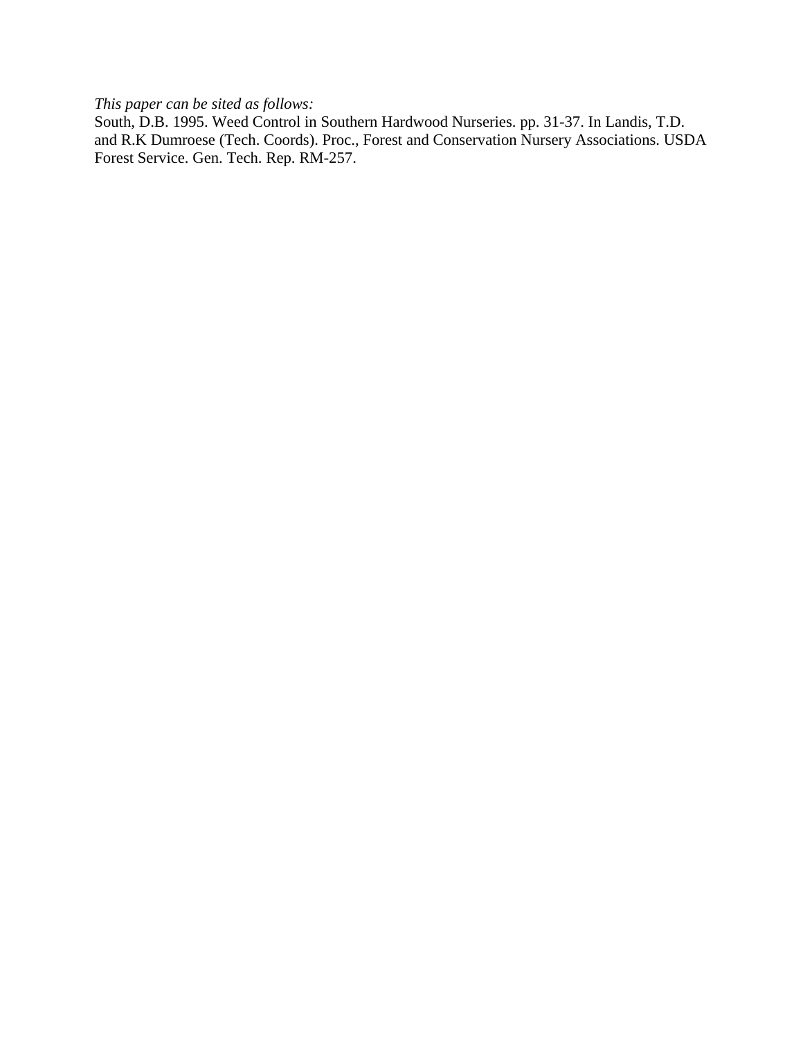*This paper can be sited as follows:*
South, D.B. 1995. Weed Control in Southern Hardwood Nurseries. pp. 31-37. In Landis, T.D. and R.K Dumroese (Tech. Coords). Proc., Forest and Conservation Nursery Associations. USDA Forest Service. Gen. Tech. Rep. RM-257.